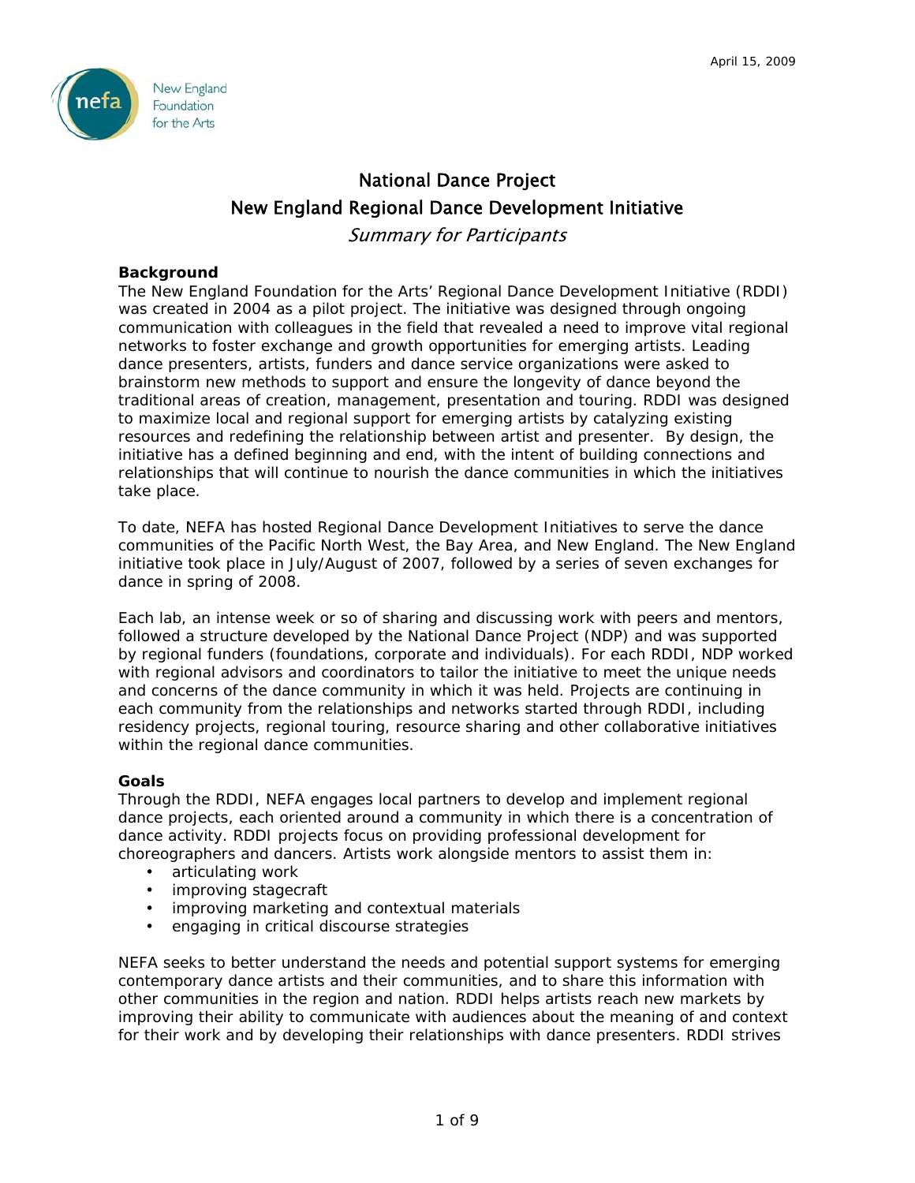April 15, 2009

New England Foundation for the Arts

# National Dance Project
# New England Regional Dance Development Initiative
## *Summary for Participants*

**Background**

The New England Foundation for the Arts' Regional Dance Development Initiative (RDDI) was created in 2004 as a pilot project. The initiative was designed through ongoing communication with colleagues in the field that revealed a need to improve vital regional networks to foster exchange and growth opportunities for emerging artists. Leading dance presenters, artists, funders and dance service organizations were asked to brainstorm new methods to support and ensure the longevity of dance beyond the traditional areas of creation, management, presentation and touring. RDDI was designed to maximize local and regional support for emerging artists by catalyzing existing resources and redefining the relationship between artist and presenter. By design, the initiative has a defined beginning and end, with the intent of building connections and relationships that will continue to nourish the dance communities in which the initiatives take place.

To date, NEFA has hosted Regional Dance Development Initiatives to serve the dance communities of the Pacific North West, the Bay Area, and New England. The New England initiative took place in July/August of 2007, followed by a series of seven exchanges for dance in spring of 2008.

Each lab, an intense week or so of sharing and discussing work with peers and mentors, followed a structure developed by the National Dance Project (NDP) and was supported by regional funders (foundations, corporate and individuals). For each RDDI, NDP worked with regional advisors and coordinators to tailor the initiative to meet the unique needs and concerns of the dance community in which it was held. Projects are continuing in each community from the relationships and networks started through RDDI, including residency projects, regional touring, resource sharing and other collaborative initiatives within the regional dance communities.

**Goals**

Through the RDDI, NEFA engages local partners to develop and implement regional dance projects, each oriented around a community in which there is a concentration of dance activity. RDDI projects focus on providing professional development for choreographers and dancers. Artists work alongside mentors to assist them in:

- articulating work
- improving stagecraft
- improving marketing and contextual materials
- engaging in critical discourse strategies

NEFA seeks to better understand the needs and potential support systems for emerging contemporary dance artists and their communities, and to share this information with other communities in the region and nation. RDDI helps artists reach new markets by improving their ability to communicate with audiences about the meaning of and context for their work and by developing their relationships with dance presenters. RDDI strives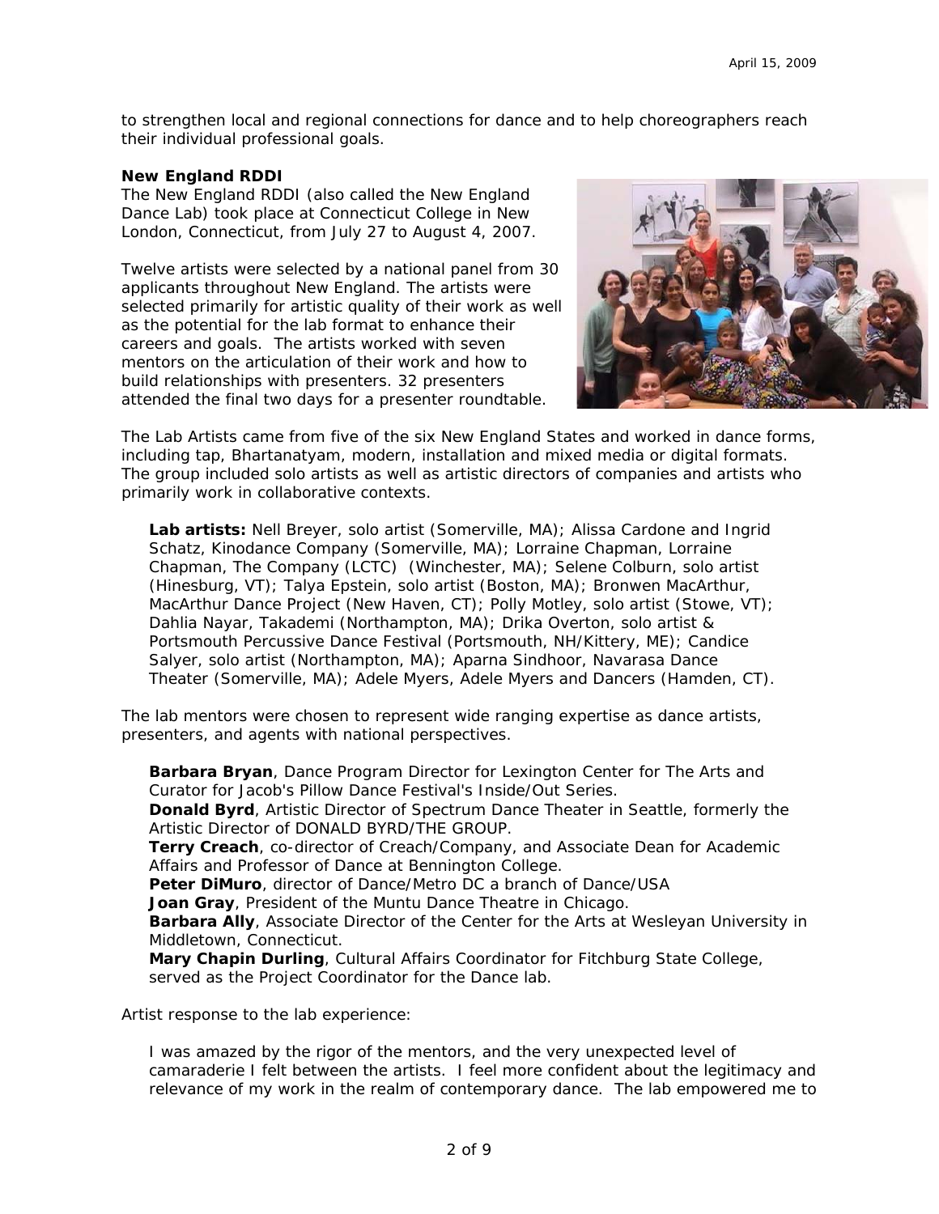to strengthen local and regional connections for dance and to help choreographers reach their individual professional goals.

**New England RDDI**

The New England RDDI (also called the New England Dance Lab) took place at Connecticut College in New London, Connecticut, from July 27 to August 4, 2007.

Twelve artists were selected by a national panel from 30 applicants throughout New England. The artists were selected primarily for artistic quality of their work as well as the potential for the lab format to enhance their careers and goals. The artists worked with seven mentors on the articulation of their work and how to build relationships with presenters. 32 presenters attended the final two days for a presenter roundtable.

The Lab Artists came from five of the six New England States and worked in dance forms, including tap, Bhartanatyam, modern, installation and mixed media or digital formats. The group included solo artists as well as artistic directors of companies and artists who primarily work in collaborative contexts.

> **Lab artists:** Nell Breyer, solo artist (Somerville, MA); Alissa Cardone and Ingrid Schatz, Kinodance Company (Somerville, MA); Lorraine Chapman, Lorraine Chapman, The Company (LCTC) (Winchester, MA); Selene Colburn, solo artist (Hinesburg, VT); Talya Epstein, solo artist (Boston, MA); Bronwen MacArthur, MacArthur Dance Project (New Haven, CT); Polly Motley, solo artist (Stowe, VT); Dahlia Nayar, Takademi (Northampton, MA); Drika Overton, solo artist & Portsmouth Percussive Dance Festival (Portsmouth, NH/Kittery, ME); Candice Salyer, solo artist (Northampton, MA); Aparna Sindhoor, Navarasa Dance Theater (Somerville, MA); Adele Myers, Adele Myers and Dancers (Hamden, CT).

The lab mentors were chosen to represent wide ranging expertise as dance artists, presenters, and agents with national perspectives.

> **Barbara Bryan**, Dance Program Director for Lexington Center for The Arts and Curator for Jacob's Pillow Dance Festival's Inside/Out Series.
> **Donald Byrd**, Artistic Director of Spectrum Dance Theater in Seattle, formerly the Artistic Director of DONALD BYRD/THE GROUP.
> **Terry Creach**, co-director of Creach/Company, and Associate Dean for Academic Affairs and Professor of Dance at Bennington College.
> **Peter DiMuro**, director of Dance/Metro DC a branch of Dance/USA
> **Joan Gray**, President of the Muntu Dance Theatre in Chicago.
> **Barbara Ally**, Associate Director of the Center for the Arts at Wesleyan University in Middletown, Connecticut.
> **Mary Chapin Durling**, Cultural Affairs Coordinator for Fitchburg State College, served as the Project Coordinator for the Dance lab.

Artist response to the lab experience:

> I was amazed by the rigor of the mentors, and the very unexpected level of camaraderie I felt between the artists. I feel more confident about the legitimacy and relevance of my work in the realm of contemporary dance. The lab empowered me to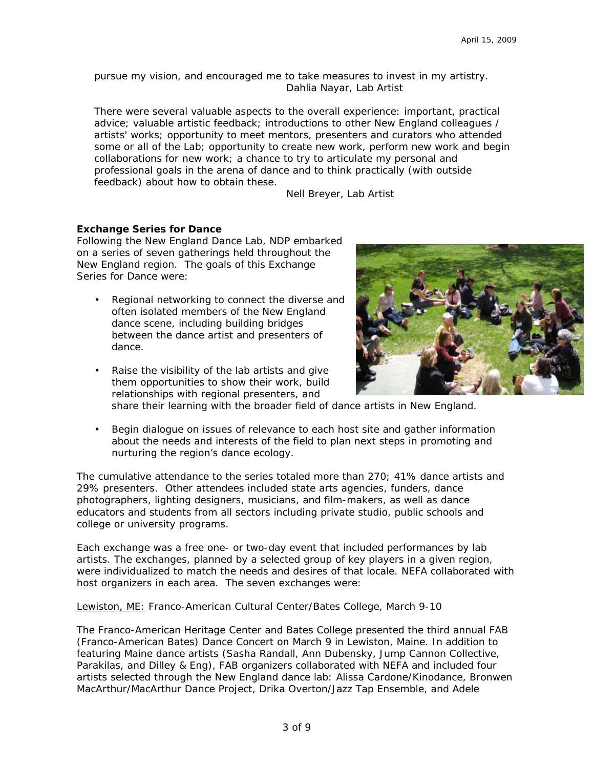pursue my vision, and encouraged me to take measures to invest in my artistry.
Dahlia Nayar, Lab Artist

There were several valuable aspects to the overall experience: important, practical advice; valuable artistic feedback; introductions to other New England colleagues / artists' works; opportunity to meet mentors, presenters and curators who attended some or all of the Lab; opportunity to create new work, perform new work and begin collaborations for new work; a chance to try to articulate my personal and professional goals in the arena of dance and to think practically (with outside feedback) about how to obtain these.
Nell Breyer, Lab Artist

**Exchange Series for Dance**

Following the New England Dance Lab, NDP embarked on a series of seven gatherings held throughout the New England region. The goals of this Exchange Series for Dance were:

- Regional networking to connect the diverse and often isolated members of the New England dance scene, including building bridges between the dance artist and presenters of dance.
- Raise the visibility of the lab artists and give them opportunities to show their work, build relationships with regional presenters, and share their learning with the broader field of dance artists in New England.
- Begin dialogue on issues of relevance to each host site and gather information about the needs and interests of the field to plan next steps in promoting and nurturing the region's dance ecology.

The cumulative attendance to the series totaled more than 270; 41% dance artists and 29% presenters. Other attendees included state arts agencies, funders, dance photographers, lighting designers, musicians, and film-makers, as well as dance educators and students from all sectors including private studio, public schools and college or university programs.

Each exchange was a free one- or two-day event that included performances by lab artists. The exchanges, planned by a selected group of key players in a given region, were individualized to match the needs and desires of that locale. NEFA collaborated with host organizers in each area. The seven exchanges were:

Lewiston, ME: Franco-American Cultural Center/Bates College, March 9-10

The Franco-American Heritage Center and Bates College presented the third annual FAB (Franco-American Bates) Dance Concert on March 9 in Lewiston, Maine. In addition to featuring Maine dance artists (Sasha Randall, Ann Dubensky, Jump Cannon Collective, Parakilas, and Dilley & Eng), FAB organizers collaborated with NEFA and included four artists selected through the New England dance lab: Alissa Cardone/Kinodance, Bronwen MacArthur/MacArthur Dance Project, Drika Overton/Jazz Tap Ensemble, and Adele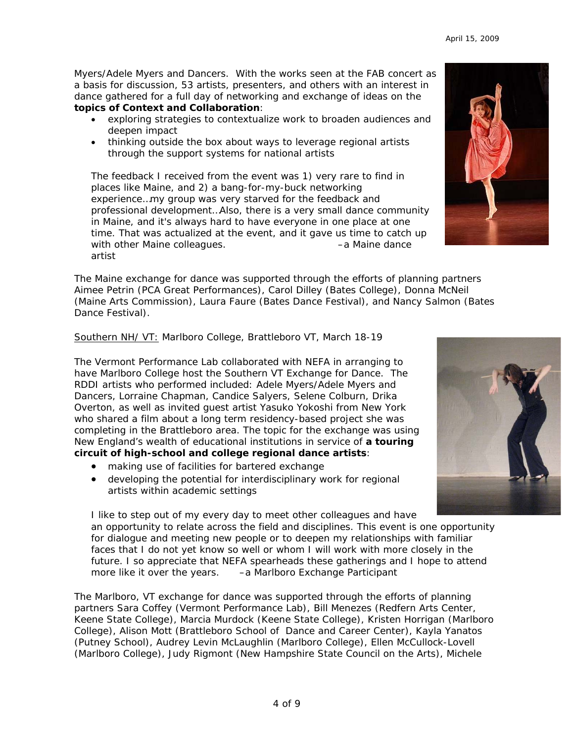Myers/Adele Myers and Dancers. With the works seen at the FAB concert as a basis for discussion, 53 artists, presenters, and others with an interest in dance gathered for a full day of networking and exchange of ideas on the **topics of Context and Collaboration**:

- exploring strategies to contextualize work to broaden audiences and deepen impact
- thinking outside the box about ways to leverage regional artists through the support systems for national artists

> The feedback I received from the event was 1) very rare to find in places like Maine, and 2) a bang-for-my-buck networking experience…my group was very starved for the feedback and professional development…Also, there is a very small dance community in Maine, and it's always hard to have everyone in one place at one time. That was actualized at the event, and it gave us time to catch up with other Maine colleagues. –a Maine dance artist

The Maine exchange for dance was supported through the efforts of planning partners Aimee Petrin (PCA Great Performances), Carol Dilley (Bates College), Donna McNeil (Maine Arts Commission), Laura Faure (Bates Dance Festival), and Nancy Salmon (Bates Dance Festival).

<u>Southern NH/ VT:</u> Marlboro College, Brattleboro VT, March 18-19

The Vermont Performance Lab collaborated with NEFA in arranging to have Marlboro College host the Southern VT Exchange for Dance. The RDDI artists who performed included: Adele Myers/Adele Myers and Dancers, Lorraine Chapman, Candice Salyers, Selene Colburn, Drika Overton, as well as invited guest artist Yasuko Yokoshi from New York who shared a film about a long term residency-based project she was completing in the Brattleboro area. The topic for the exchange was using New England's wealth of educational institutions in service of **a touring circuit of high-school and college regional dance artists**:

- making use of facilities for bartered exchange
- developing the potential for interdisciplinary work for regional artists within academic settings

> I like to step out of my every day to meet other colleagues and have an opportunity to relate across the field and disciplines. This event is one opportunity for dialogue and meeting new people or to deepen my relationships with familiar faces that I do not yet know so well or whom I will work with more closely in the future. I so appreciate that NEFA spearheads these gatherings and I hope to attend more like it over the years. –a Marlboro Exchange Participant

The Marlboro, VT exchange for dance was supported through the efforts of planning partners Sara Coffey (Vermont Performance Lab), Bill Menezes (Redfern Arts Center, Keene State College), Marcia Murdock (Keene State College), Kristen Horrigan (Marlboro College), Alison Mott (Brattleboro School of Dance and Career Center), Kayla Yanatos (Putney School), Audrey Levin McLaughlin (Marlboro College), Ellen McCullock-Lovell (Marlboro College), Judy Rigmont (New Hampshire State Council on the Arts), Michele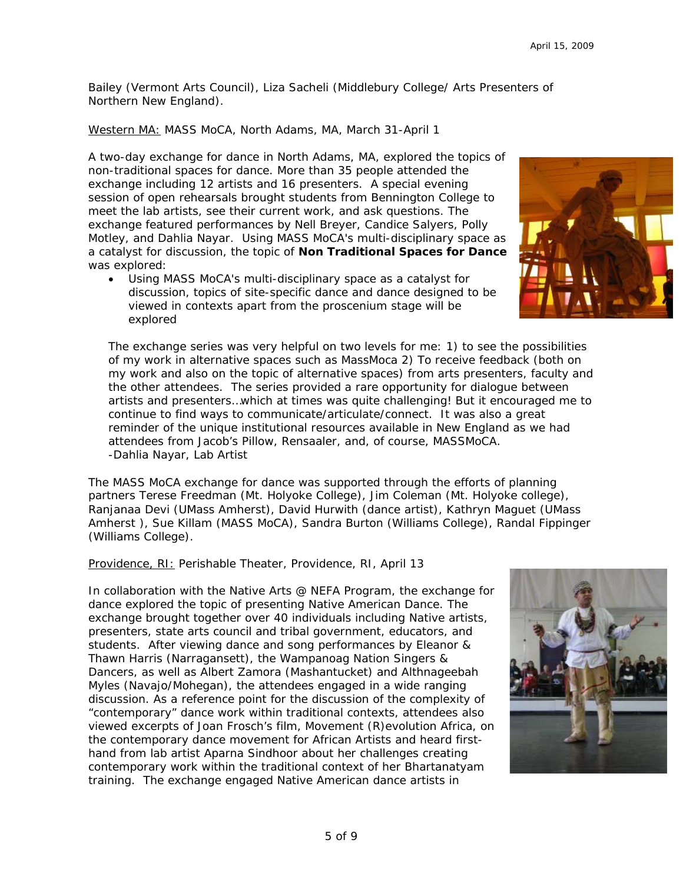Bailey (Vermont Arts Council), Liza Sacheli (Middlebury College/ Arts Presenters of Northern New England).

<u>Western MA:</u> MASS MoCA, North Adams, MA, March 31-April 1

A two-day exchange for dance in North Adams, MA, explored the topics of non-traditional spaces for dance. More than 35 people attended the exchange including 12 artists and 16 presenters. A special evening session of open rehearsals brought students from Bennington College to meet the lab artists, see their current work, and ask questions. The exchange featured performances by Nell Breyer, Candice Salyers, Polly Motley, and Dahlia Nayar. Using MASS MoCA's multi-disciplinary space as a catalyst for discussion, the topic of **Non Traditional Spaces for Dance** was explored:

- Using MASS MoCA's multi-disciplinary space as a catalyst for discussion, topics of site-specific dance and dance designed to be viewed in contexts apart from the proscenium stage will be explored

> The exchange series was very helpful on two levels for me: 1) to see the possibilities of my work in alternative spaces such as MassMoca 2) To receive feedback (both on my work and also on the topic of alternative spaces) from arts presenters, faculty and the other attendees. The series provided a rare opportunity for dialogue between artists and presenters…which at times was quite challenging! But it encouraged me to continue to find ways to communicate/articulate/connect. It was also a great reminder of the unique institutional resources available in New England as we had attendees from Jacob's Pillow, Rensaaler, and, of course, MASSMoCA.
> -Dahlia Nayar, Lab Artist

The MASS MoCA exchange for dance was supported through the efforts of planning partners Terese Freedman (Mt. Holyoke College), Jim Coleman (Mt. Holyoke college), Ranjanaa Devi (UMass Amherst), David Hurwith (dance artist), Kathryn Maguet (UMass Amherst ), Sue Killam (MASS MoCA), Sandra Burton (Williams College), Randal Fippinger (Williams College).

<u>Providence, RI:</u> Perishable Theater, Providence, RI, April 13

In collaboration with the Native Arts @ NEFA Program, the exchange for dance explored the topic of presenting Native American Dance. The exchange brought together over 40 individuals including Native artists, presenters, state arts council and tribal government, educators, and students. After viewing dance and song performances by Eleanor & Thawn Harris (Narragansett), the Wampanoag Nation Singers & Dancers, as well as Albert Zamora (Mashantucket) and Althnageebah Myles (Navajo/Mohegan), the attendees engaged in a wide ranging discussion. As a reference point for the discussion of the complexity of "contemporary" dance work within traditional contexts, attendees also viewed excerpts of Joan Frosch's film, Movement (R)evolution Africa, on the contemporary dance movement for African Artists and heard first-hand from lab artist Aparna Sindhoor about her challenges creating contemporary work within the traditional context of her Bhartanatyam training. The exchange engaged Native American dance artists in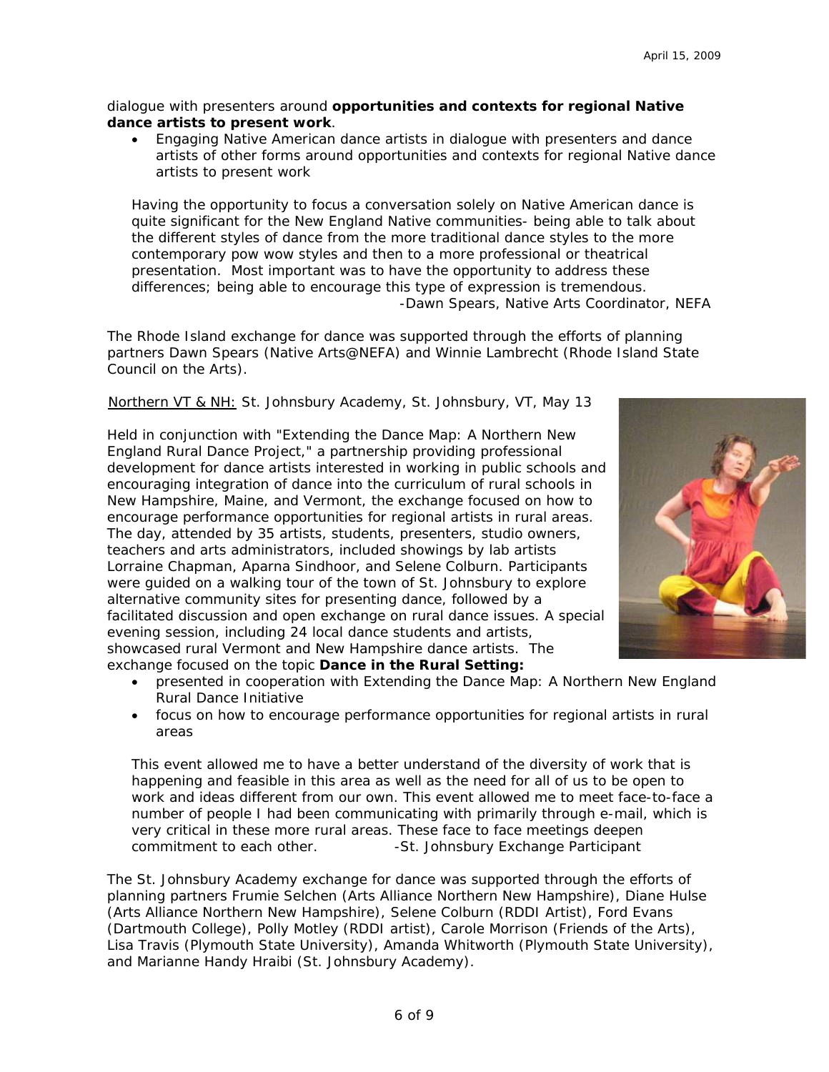dialogue with presenters around **opportunities and contexts for regional Native dance artists to present work**.

- Engaging Native American dance artists in dialogue with presenters and dance artists of other forms around opportunities and contexts for regional Native dance artists to present work

*Having the opportunity to focus a conversation solely on Native American dance is quite significant for the New England Native communities- being able to talk about the different styles of dance from the more traditional dance styles to the more contemporary pow wow styles and then to a more professional or theatrical presentation. Most important was to have the opportunity to address these differences; being able to encourage this type of expression is tremendous.*
*-Dawn Spears, Native Arts Coordinator, NEFA*

The Rhode Island exchange for dance was supported through the efforts of planning partners Dawn Spears (Native Arts@NEFA) and Winnie Lambrecht (Rhode Island State Council on the Arts).

<u>Northern VT & NH:</u> St. Johnsbury Academy, St. Johnsbury, VT, May 13

Held in conjunction with "Extending the Dance Map: A Northern New England Rural Dance Project," a partnership providing professional development for dance artists interested in working in public schools and encouraging integration of dance into the curriculum of rural schools in New Hampshire, Maine, and Vermont, the exchange focused on how to encourage performance opportunities for regional artists in rural areas. The day, attended by 35 artists, students, presenters, studio owners, teachers and arts administrators, included showings by lab artists Lorraine Chapman, Aparna Sindhoor, and Selene Colburn. Participants were guided on a walking tour of the town of St. Johnsbury to explore alternative community sites for presenting dance, followed by a facilitated discussion and open exchange on rural dance issues. A special evening session, including 24 local dance students and artists, showcased rural Vermont and New Hampshire dance artists. The exchange focused on the topic **Dance in the Rural Setting:**

- presented in cooperation with Extending the Dance Map: A Northern New England Rural Dance Initiative
- focus on how to encourage performance opportunities for regional artists in rural areas

*This event allowed me to have a better understand of the diversity of work that is happening and feasible in this area as well as the need for all of us to be open to work and ideas different from our own. This event allowed me to meet face-to-face a number of people I had been communicating with primarily through e-mail, which is very critical in these more rural areas. These face to face meetings deepen commitment to each other.* *-St. Johnsbury Exchange Participant*

The St. Johnsbury Academy exchange for dance was supported through the efforts of planning partners Frumie Selchen (Arts Alliance Northern New Hampshire), Diane Hulse (Arts Alliance Northern New Hampshire), Selene Colburn (RDDI Artist), Ford Evans (Dartmouth College), Polly Motley (RDDI artist), Carole Morrison (Friends of the Arts), Lisa Travis (Plymouth State University), Amanda Whitworth (Plymouth State University), and Marianne Handy Hraibi (St. Johnsbury Academy).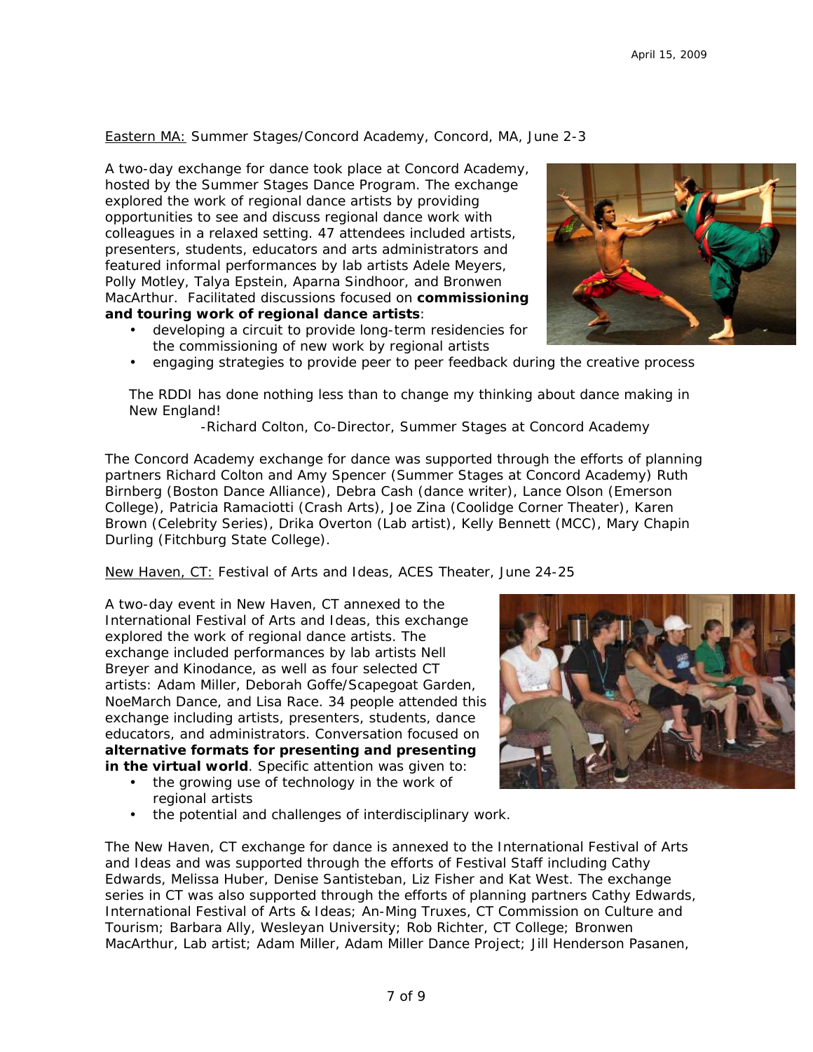Eastern MA: Summer Stages/Concord Academy, Concord, MA, June 2-3

A two-day exchange for dance took place at Concord Academy, hosted by the Summer Stages Dance Program. The exchange explored the work of regional dance artists by providing opportunities to see and discuss regional dance work with colleagues in a relaxed setting. 47 attendees included artists, presenters, students, educators and arts administrators and featured informal performances by lab artists Adele Meyers, Polly Motley, Talya Epstein, Aparna Sindhoor, and Bronwen MacArthur. Facilitated discussions focused on **commissioning and touring work of regional dance artists**:

- developing a circuit to provide long-term residencies for the commissioning of new work by regional artists
- engaging strategies to provide peer to peer feedback during the creative process

> The RDDI has done nothing less than to change my thinking about dance making in New England!
>
> -Richard Colton, Co-Director, Summer Stages at Concord Academy

The Concord Academy exchange for dance was supported through the efforts of planning partners Richard Colton and Amy Spencer (Summer Stages at Concord Academy) Ruth Birnberg (Boston Dance Alliance), Debra Cash (dance writer), Lance Olson (Emerson College), Patricia Ramaciotti (Crash Arts), Joe Zina (Coolidge Corner Theater), Karen Brown (Celebrity Series), Drika Overton (Lab artist), Kelly Bennett (MCC), Mary Chapin Durling (Fitchburg State College).

New Haven, CT: Festival of Arts and Ideas, ACES Theater, June 24-25

A two-day event in New Haven, CT annexed to the International Festival of Arts and Ideas, this exchange explored the work of regional dance artists. The exchange included performances by lab artists Nell Breyer and Kinodance, as well as four selected CT artists: Adam Miller, Deborah Goffe/Scapegoat Garden, NoeMarch Dance, and Lisa Race. 34 people attended this exchange including artists, presenters, students, dance educators, and administrators. Conversation focused on **alternative formats for presenting and presenting in the virtual world**. Specific attention was given to:

- the growing use of technology in the work of regional artists
- the potential and challenges of interdisciplinary work.

The New Haven, CT exchange for dance is annexed to the International Festival of Arts and Ideas and was supported through the efforts of Festival Staff including Cathy Edwards, Melissa Huber, Denise Santisteban, Liz Fisher and Kat West. The exchange series in CT was also supported through the efforts of planning partners Cathy Edwards, International Festival of Arts & Ideas; An-Ming Truxes, CT Commission on Culture and Tourism; Barbara Ally, Wesleyan University; Rob Richter, CT College; Bronwen MacArthur, Lab artist; Adam Miller, Adam Miller Dance Project; Jill Henderson Pasanen,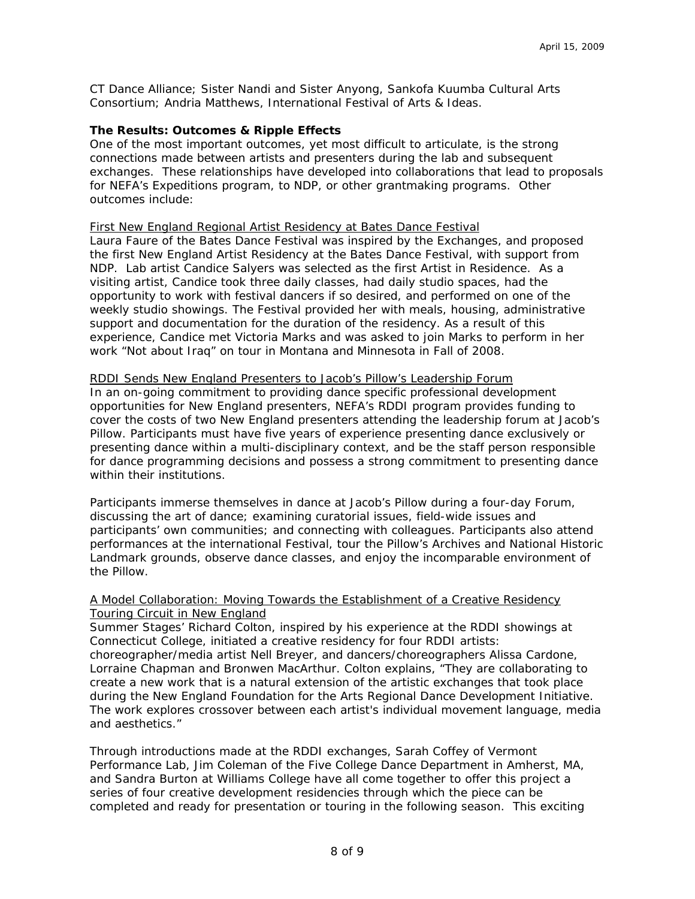CT Dance Alliance; Sister Nandi and Sister Anyong, Sankofa Kuumba Cultural Arts Consortium; Andria Matthews, International Festival of Arts & Ideas.

**The Results: Outcomes & Ripple Effects**

One of the most important outcomes, yet most difficult to articulate, is the strong connections made between artists and presenters during the lab and subsequent exchanges. These relationships have developed into collaborations that lead to proposals for NEFA's Expeditions program, to NDP, or other grantmaking programs. Other outcomes include:

First New England Regional Artist Residency at Bates Dance Festival

Laura Faure of the Bates Dance Festival was inspired by the Exchanges, and proposed the first New England Artist Residency at the Bates Dance Festival, with support from NDP. Lab artist Candice Salyers was selected as the first Artist in Residence. As a visiting artist, Candice took three daily classes, had daily studio spaces, had the opportunity to work with festival dancers if so desired, and performed on one of the weekly studio showings. The Festival provided her with meals, housing, administrative support and documentation for the duration of the residency. As a result of this experience, Candice met Victoria Marks and was asked to join Marks to perform in her work "Not about Iraq" on tour in Montana and Minnesota in Fall of 2008.

RDDI Sends New England Presenters to Jacob's Pillow's Leadership Forum

In an on-going commitment to providing dance specific professional development opportunities for New England presenters, NEFA's RDDI program provides funding to cover the costs of two New England presenters attending the leadership forum at Jacob's Pillow. Participants must have five years of experience presenting dance exclusively or presenting dance within a multi-disciplinary context, and be the staff person responsible for dance programming decisions and possess a strong commitment to presenting dance within their institutions.

Participants immerse themselves in dance at Jacob's Pillow during a four-day Forum, discussing the art of dance; examining curatorial issues, field-wide issues and participants' own communities; and connecting with colleagues. Participants also attend performances at the international Festival, tour the Pillow's Archives and National Historic Landmark grounds, observe dance classes, and enjoy the incomparable environment of the Pillow.

A Model Collaboration: Moving Towards the Establishment of a Creative Residency Touring Circuit in New England

Summer Stages' Richard Colton, inspired by his experience at the RDDI showings at Connecticut College, initiated a creative residency for four RDDI artists: choreographer/media artist Nell Breyer, and dancers/choreographers Alissa Cardone, Lorraine Chapman and Bronwen MacArthur. Colton explains, "They are collaborating to create a new work that is a natural extension of the artistic exchanges that took place during the New England Foundation for the Arts Regional Dance Development Initiative. The work explores crossover between each artist's individual movement language, media and aesthetics."

Through introductions made at the RDDI exchanges, Sarah Coffey of Vermont Performance Lab, Jim Coleman of the Five College Dance Department in Amherst, MA, and Sandra Burton at Williams College have all come together to offer this project a series of four creative development residencies through which the piece can be completed and ready for presentation or touring in the following season. This exciting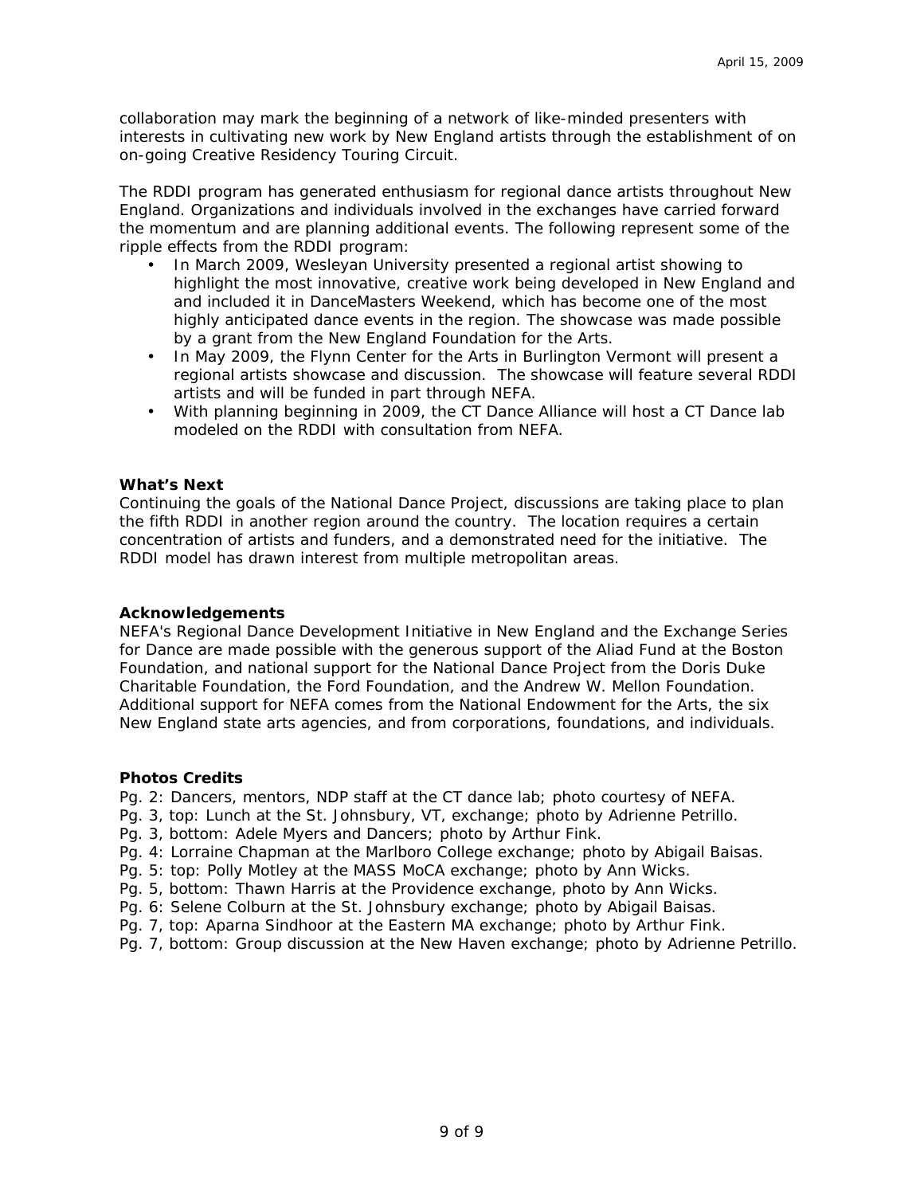collaboration may mark the beginning of a network of like-minded presenters with interests in cultivating new work by New England artists through the establishment of on on-going Creative Residency Touring Circuit.

The RDDI program has generated enthusiasm for regional dance artists throughout New England. Organizations and individuals involved in the exchanges have carried forward the momentum and are planning additional events. The following represent some of the ripple effects from the RDDI program:

- In March 2009, Wesleyan University presented a regional artist showing to highlight the most innovative, creative work being developed in New England and and included it in DanceMasters Weekend, which has become one of the most highly anticipated dance events in the region. The showcase was made possible by a grant from the New England Foundation for the Arts.
- In May 2009, the Flynn Center for the Arts in Burlington Vermont will present a regional artists showcase and discussion. The showcase will feature several RDDI artists and will be funded in part through NEFA.
- With planning beginning in 2009, the CT Dance Alliance will host a CT Dance lab modeled on the RDDI with consultation from NEFA.

**What's Next**

Continuing the goals of the National Dance Project, discussions are taking place to plan the fifth RDDI in another region around the country. The location requires a certain concentration of artists and funders, and a demonstrated need for the initiative. The RDDI model has drawn interest from multiple metropolitan areas.

**Acknowledgements**

NEFA's Regional Dance Development Initiative in New England and the Exchange Series for Dance are made possible with the generous support of the Aliad Fund at the Boston Foundation, and national support for the National Dance Project from the Doris Duke Charitable Foundation, the Ford Foundation, and the Andrew W. Mellon Foundation. Additional support for NEFA comes from the National Endowment for the Arts, the six New England state arts agencies, and from corporations, foundations, and individuals.

**Photos Credits**

Pg. 2: Dancers, mentors, NDP staff at the CT dance lab; photo courtesy of NEFA.
Pg. 3, top: Lunch at the St. Johnsbury, VT, exchange; photo by Adrienne Petrillo.
Pg. 3, bottom: Adele Myers and Dancers; photo by Arthur Fink.
Pg. 4: Lorraine Chapman at the Marlboro College exchange; photo by Abigail Baisas.
Pg. 5: top: Polly Motley at the MASS MoCA exchange; photo by Ann Wicks.
Pg. 5, bottom: Thawn Harris at the Providence exchange, photo by Ann Wicks.
Pg. 6: Selene Colburn at the St. Johnsbury exchange; photo by Abigail Baisas.
Pg. 7, top: Aparna Sindhoor at the Eastern MA exchange; photo by Arthur Fink.
Pg. 7, bottom: Group discussion at the New Haven exchange; photo by Adrienne Petrillo.